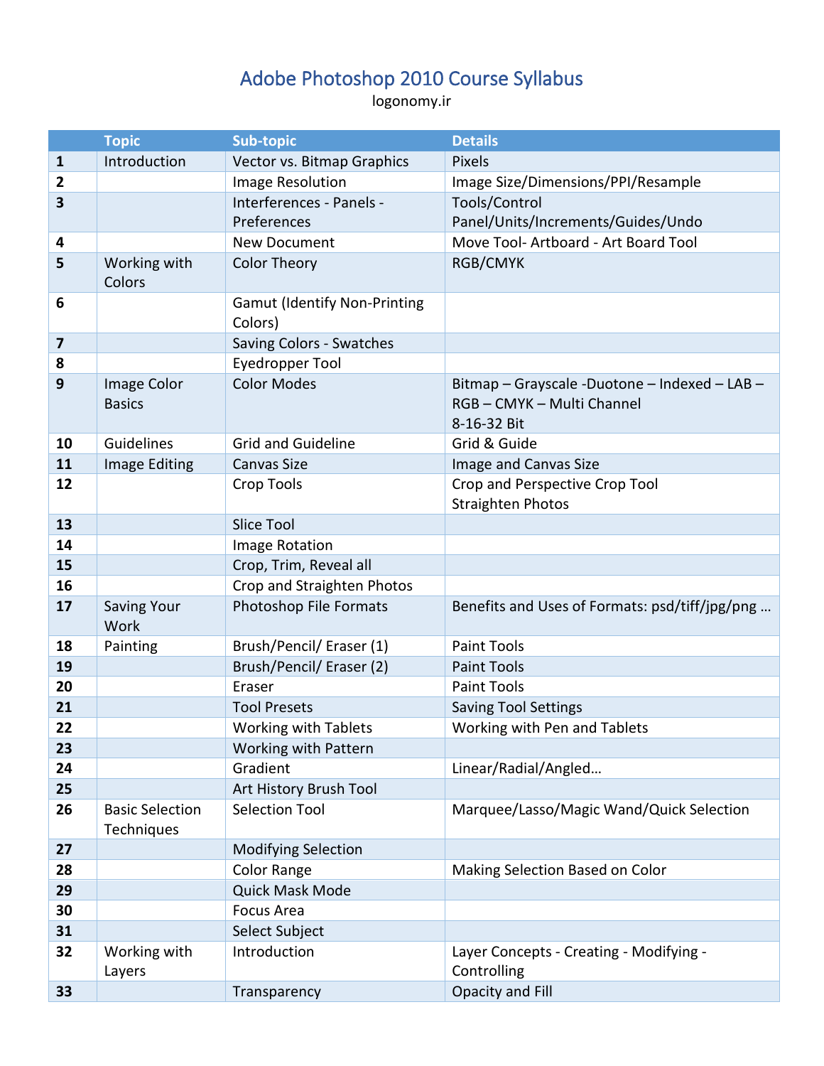# Adobe Photoshop 2010 Course Syllabus

logonomy.ir

| | Topic | Sub-topic | Details |
|---|---|---|---|
| **1** | Introduction | Vector vs. Bitmap Graphics | Pixels |
| **2** | | Image Resolution | Image Size/Dimensions/PPI/Resample |
| **3** | | Interferences - Panels - Preferences | Tools/Control Panel/Units/Increments/Guides/Undo |
| **4** | | New Document | Move Tool- Artboard - Art Board Tool |
| **5** | Working with Colors | Color Theory | RGB/CMYK |
| **6** | | Gamut (Identify Non-Printing Colors) | |
| **7** | | Saving Colors - Swatches | |
| **8** | | Eyedropper Tool | |
| **9** | Image Color Basics | Color Modes | Bitmap – Grayscale -Duotone – Indexed – LAB – RGB – CMYK – Multi Channel 8-16-32 Bit |
| **10** | Guidelines | Grid and Guideline | Grid & Guide |
| **11** | Image Editing | Canvas Size | Image and Canvas Size |
| **12** | | Crop Tools | Crop and Perspective Crop Tool Straighten Photos |
| **13** | | Slice Tool | |
| **14** | | Image Rotation | |
| **15** | | Crop, Trim, Reveal all | |
| **16** | | Crop and Straighten Photos | |
| **17** | Saving Your Work | Photoshop File Formats | Benefits and Uses of Formats: psd/tiff/jpg/png … |
| **18** | Painting | Brush/Pencil/ Eraser (1) | Paint Tools |
| **19** | | Brush/Pencil/ Eraser (2) | Paint Tools |
| **20** | | Eraser | Paint Tools |
| **21** | | Tool Presets | Saving Tool Settings |
| **22** | | Working with Tablets | Working with Pen and Tablets |
| **23** | | Working with Pattern | |
| **24** | | Gradient | Linear/Radial/Angled… |
| **25** | | Art History Brush Tool | |
| **26** | Basic Selection Techniques | Selection Tool | Marquee/Lasso/Magic Wand/Quick Selection |
| **27** | | Modifying Selection | |
| **28** | | Color Range | Making Selection Based on Color |
| **29** | | Quick Mask Mode | |
| **30** | | Focus Area | |
| **31** | | Select Subject | |
| **32** | Working with Layers | Introduction | Layer Concepts - Creating - Modifying - Controlling |
| **33** | | Transparency | Opacity and Fill |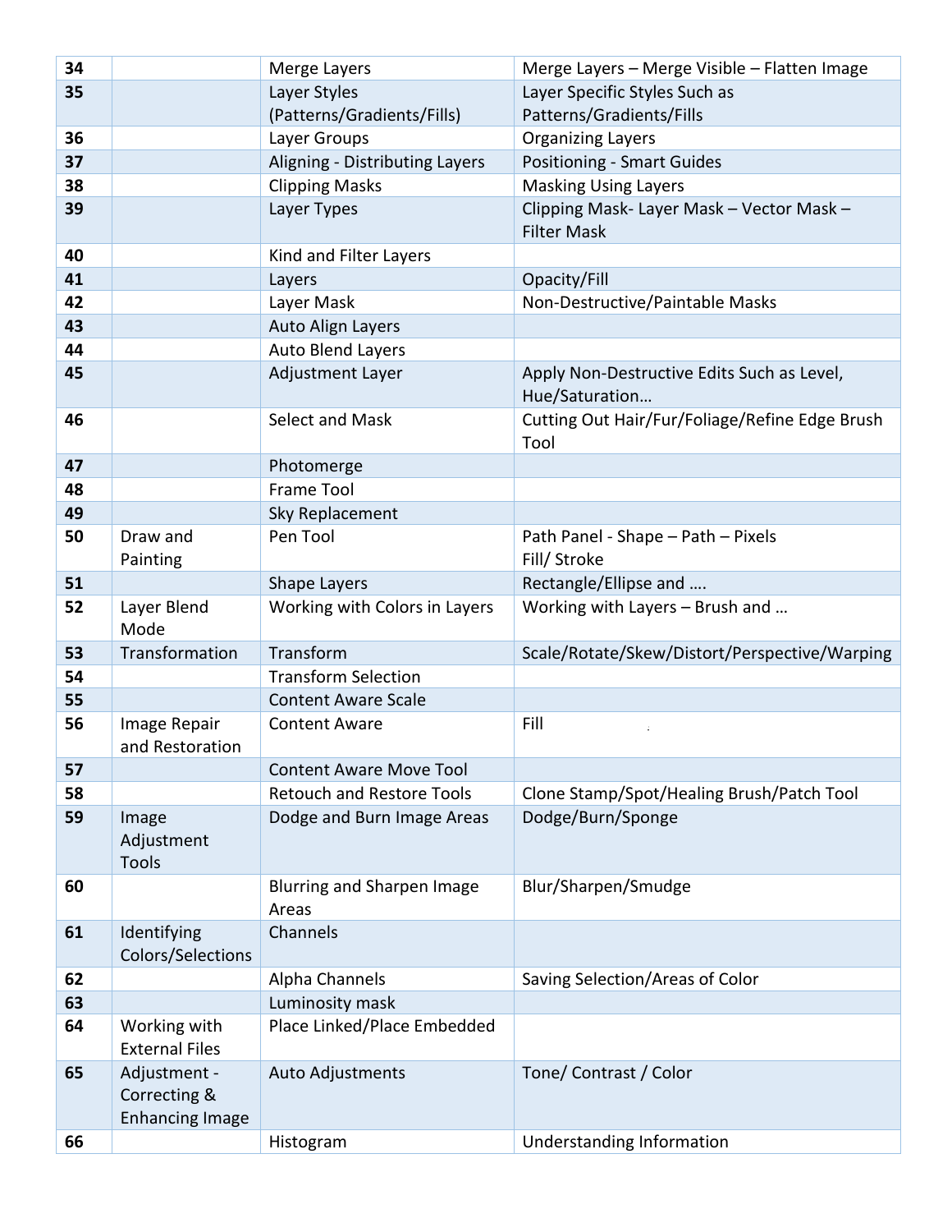| 34 | | Merge Layers | Merge Layers – Merge Visible – Flatten Image |
|---|---|---|---|
| 35 | | Layer Styles (Patterns/Gradients/Fills) | Layer Specific Styles Such as Patterns/Gradients/Fills |
| 36 | | Layer Groups | Organizing Layers |
| 37 | | Aligning - Distributing Layers | Positioning - Smart Guides |
| 38 | | Clipping Masks | Masking Using Layers |
| 39 | | Layer Types | Clipping Mask- Layer Mask – Vector Mask – Filter Mask |
| 40 | | Kind and Filter Layers | |
| 41 | | Layers | Opacity/Fill |
| 42 | | Layer Mask | Non-Destructive/Paintable Masks |
| 43 | | Auto Align Layers | |
| 44 | | Auto Blend Layers | |
| 45 | | Adjustment Layer | Apply Non-Destructive Edits Such as Level, Hue/Saturation… |
| 46 | | Select and Mask | Cutting Out Hair/Fur/Foliage/Refine Edge Brush Tool |
| 47 | | Photomerge | |
| 48 | | Frame Tool | |
| 49 | | Sky Replacement | |
| 50 | Draw and Painting | Pen Tool | Path Panel - Shape – Path – Pixels Fill/ Stroke |
| 51 | | Shape Layers | Rectangle/Ellipse and …. |
| 52 | Layer Blend Mode | Working with Colors in Layers | Working with Layers – Brush and … |
| 53 | Transformation | Transform | Scale/Rotate/Skew/Distort/Perspective/Warping |
| 54 | | Transform Selection | |
| 55 | | Content Aware Scale | |
| 56 | Image Repair and Restoration | Content Aware | Fill |
| 57 | | Content Aware Move Tool | |
| 58 | | Retouch and Restore Tools | Clone Stamp/Spot/Healing Brush/Patch Tool |
| 59 | Image Adjustment Tools | Dodge and Burn Image Areas | Dodge/Burn/Sponge |
| 60 | | Blurring and Sharpen Image Areas | Blur/Sharpen/Smudge |
| 61 | Identifying Colors/Selections | Channels | |
| 62 | | Alpha Channels | Saving Selection/Areas of Color |
| 63 | | Luminosity mask | |
| 64 | Working with External Files | Place Linked/Place Embedded | |
| 65 | Adjustment - Correcting & Enhancing Image | Auto Adjustments | Tone/ Contrast / Color |
| 66 | | Histogram | Understanding Information |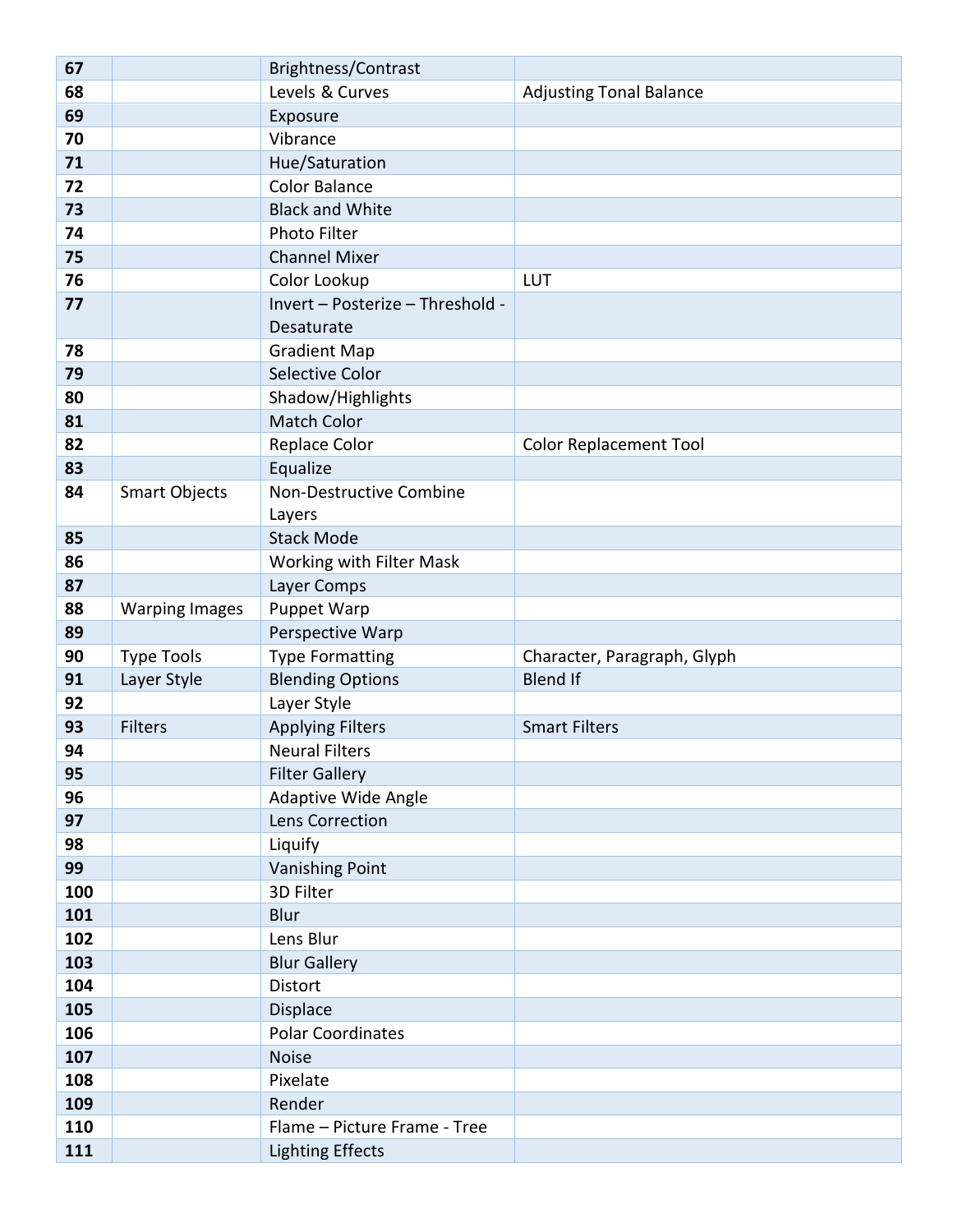| | | | |
|---|---|---|---|
| **67** | | Brightness/Contrast | |
| **68** | | Levels & Curves | Adjusting Tonal Balance |
| **69** | | Exposure | |
| **70** | | Vibrance | |
| **71** | | Hue/Saturation | |
| **72** | | Color Balance | |
| **73** | | Black and White | |
| **74** | | Photo Filter | |
| **75** | | Channel Mixer | |
| **76** | | Color Lookup | LUT |
| **77** | | Invert – Posterize – Threshold - Desaturate | |
| **78** | | Gradient Map | |
| **79** | | Selective Color | |
| **80** | | Shadow/Highlights | |
| **81** | | Match Color | |
| **82** | | Replace Color | Color Replacement Tool |
| **83** | | Equalize | |
| **84** | Smart Objects | Non-Destructive Combine Layers | |
| **85** | | Stack Mode | |
| **86** | | Working with Filter Mask | |
| **87** | | Layer Comps | |
| **88** | Warping Images | Puppet Warp | |
| **89** | | Perspective Warp | |
| **90** | Type Tools | Type Formatting | Character, Paragraph, Glyph |
| **91** | Layer Style | Blending Options | Blend If |
| **92** | | Layer Style | |
| **93** | Filters | Applying Filters | Smart Filters |
| **94** | | Neural Filters | |
| **95** | | Filter Gallery | |
| **96** | | Adaptive Wide Angle | |
| **97** | | Lens Correction | |
| **98** | | Liquify | |
| **99** | | Vanishing Point | |
| **100** | | 3D Filter | |
| **101** | | Blur | |
| **102** | | Lens Blur | |
| **103** | | Blur Gallery | |
| **104** | | Distort | |
| **105** | | Displace | |
| **106** | | Polar Coordinates | |
| **107** | | Noise | |
| **108** | | Pixelate | |
| **109** | | Render | |
| **110** | | Flame – Picture Frame - Tree | |
| **111** | | Lighting Effects | |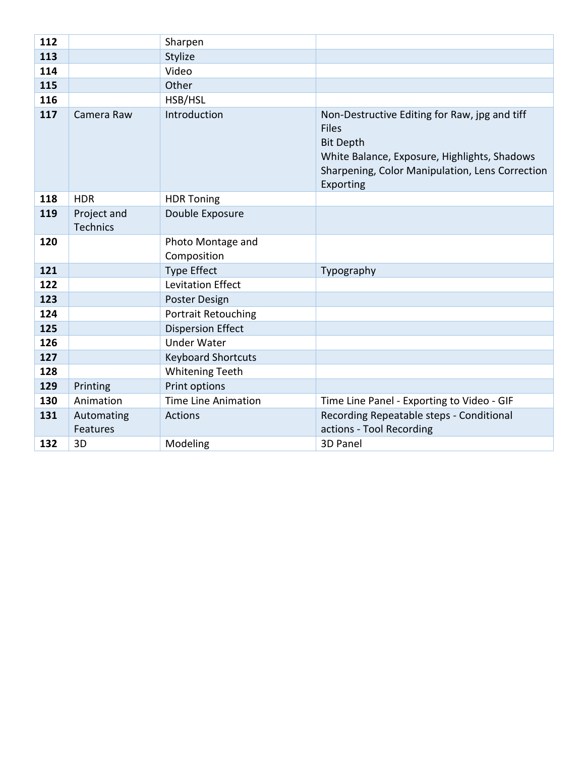| | | | |
|---|---|---|---|
| **112** | | Sharpen | |
| **113** | | Stylize | |
| **114** | | Video | |
| **115** | | Other | |
| **116** | | HSB/HSL | |
| **117** | Camera Raw | Introduction | Non-Destructive Editing for Raw, jpg and tiff Files<br>Bit Depth<br>White Balance, Exposure, Highlights, Shadows<br>Sharpening, Color Manipulation, Lens Correction<br>Exporting |
| **118** | HDR | HDR Toning | |
| **119** | Project and Technics | Double Exposure | |
| **120** | | Photo Montage and Composition | |
| **121** | | Type Effect | Typography |
| **122** | | Levitation Effect | |
| **123** | | Poster Design | |
| **124** | | Portrait Retouching | |
| **125** | | Dispersion Effect | |
| **126** | | Under Water | |
| **127** | | Keyboard Shortcuts | |
| **128** | | Whitening Teeth | |
| **129** | Printing | Print options | |
| **130** | Animation | Time Line Animation | Time Line Panel - Exporting to Video - GIF |
| **131** | Automating Features | Actions | Recording Repeatable steps - Conditional actions - Tool Recording |
| **132** | 3D | Modeling | 3D Panel |